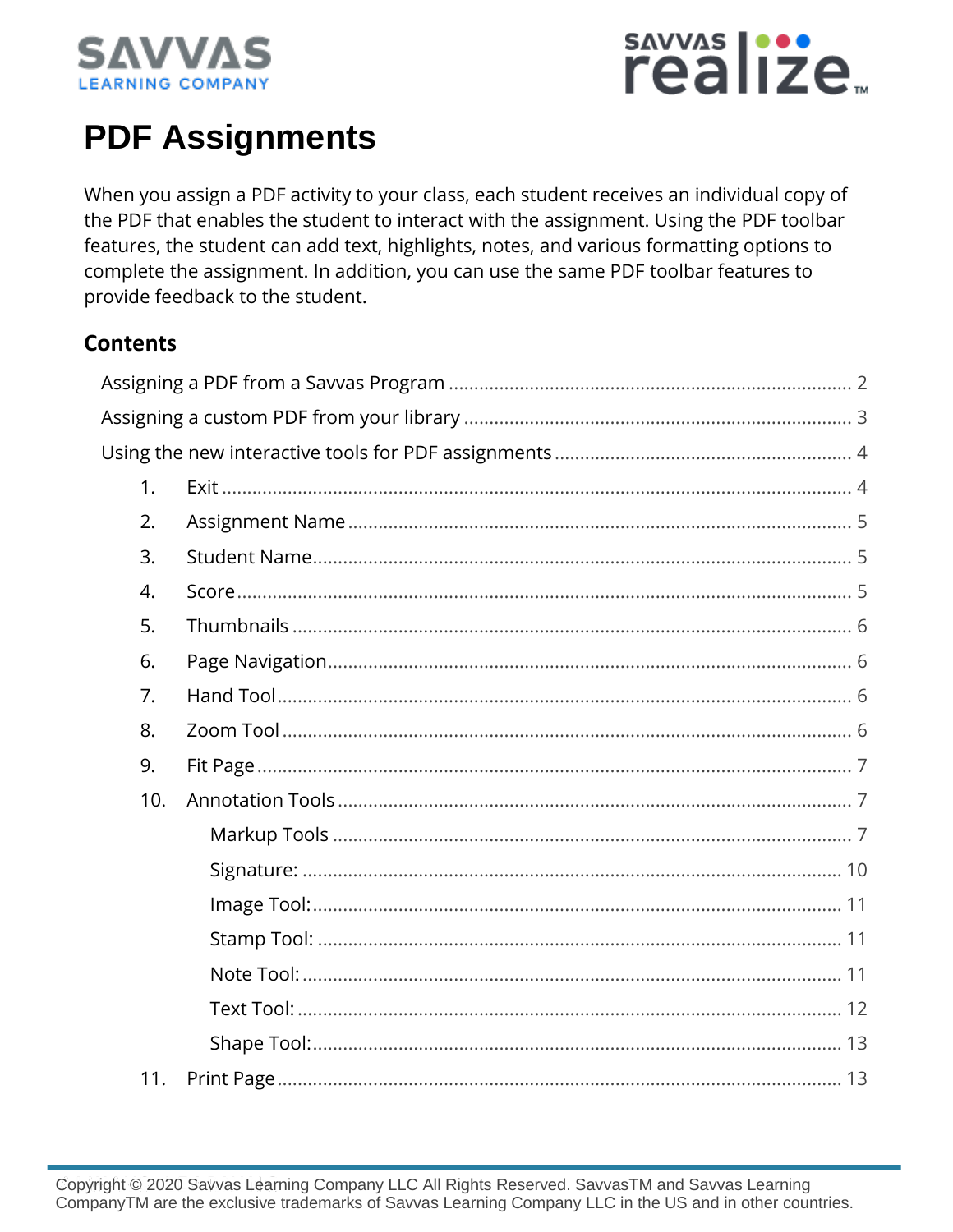# PDF Assignments

When you assign a PDF activity to your class, each student receives an individual copy of the PDF that enables the student to interact with the assignment. Using the PDF toolbar features, the student can add text, highlights, notes, and various formatting options to complete the assignment. In addition, you can use the same PDF toolbar features to provide feedback to the student.

## Contents

- Assigning a PDF from a Savvas Program ........ 2
- Assigning a custom PDF from your library ........ 3
- Using the new interactive tools for PDF assignments ........ 4
  1. Exit ........ 4
  2. Assignment Name ........ 5
  3. Student Name ........ 5
  4. Score ........ 5
  5. Thumbnails ........ 6
  6. Page Navigation ........ 6
  7. Hand Tool ........ 6
  8. Zoom Tool ........ 6
  9. Fit Page ........ 7
  10. Annotation Tools ........ 7
      - Markup Tools ........ 7
      - Signature: ........ 10
      - Image Tool: ........ 11
      - Stamp Tool: ........ 11
      - Note Tool: ........ 11
      - Text Tool: ........ 12
      - Shape Tool: ........ 13
  11. Print Page ........ 13

Copyright © 2020 Savvas Learning Company LLC All Rights Reserved. SavvasTM and Savvas Learning CompanyTM are the exclusive trademarks of Savvas Learning Company LLC in the US and in other countries.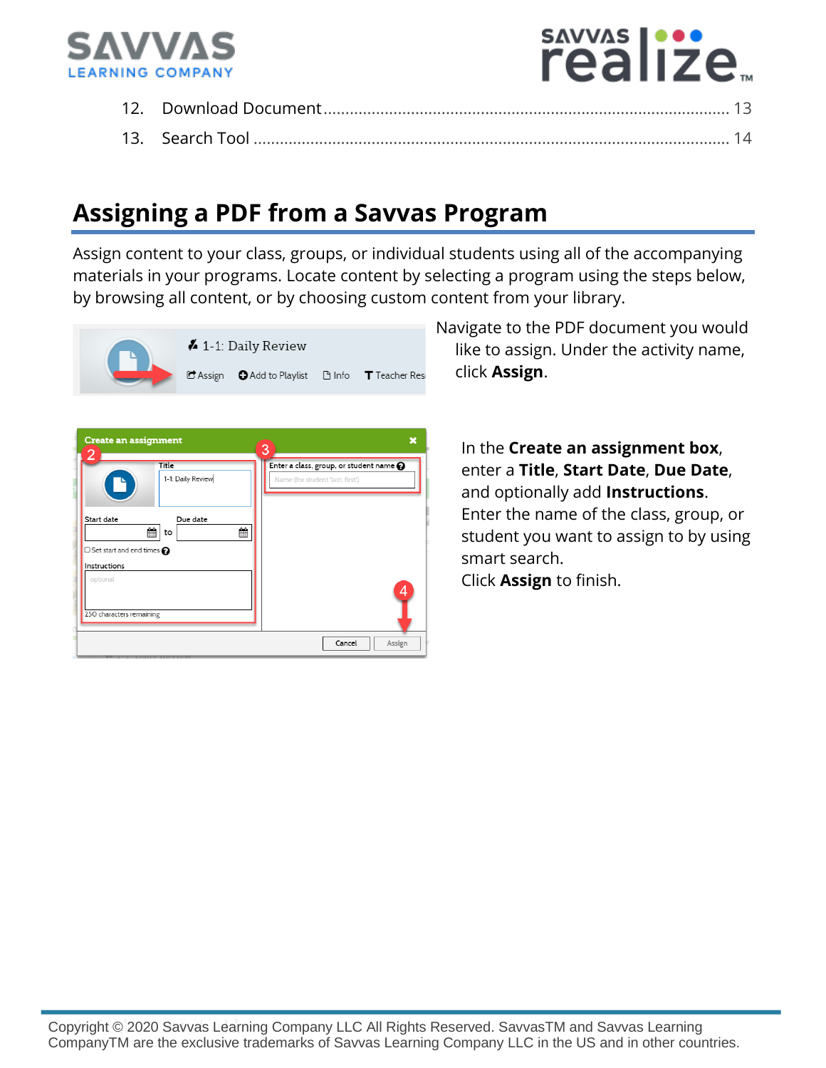12. Download Document ........................................................................................ 13

13. Search Tool ....................................................................................................... 14

## Assigning a PDF from a Savvas Program

Assign content to your class, groups, or individual students using all of the accompanying materials in your programs. Locate content by selecting a program using the steps below, by browsing all content, or by choosing custom content from your library.

Navigate to the PDF document you would like to assign. Under the activity name, click **Assign**.

In the **Create an assignment box**, enter a **Title**, **Start Date**, **Due Date**, and optionally add **Instructions**. Enter the name of the class, group, or student you want to assign to by using smart search.

Click **Assign** to finish.

Copyright © 2020 Savvas Learning Company LLC All Rights Reserved. SavvasTM and Savvas Learning CompanyTM are the exclusive trademarks of Savvas Learning Company LLC in the US and in other countries.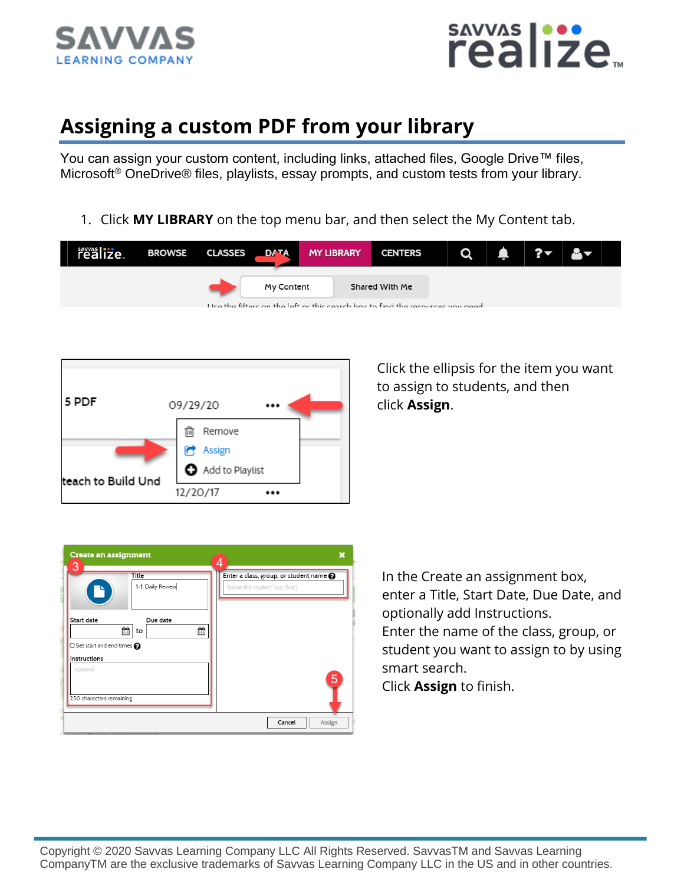## Assigning a custom PDF from your library

You can assign your custom content, including links, attached files, Google Drive™ files, Microsoft® OneDrive® files, playlists, essay prompts, and custom tests from your library.

1. Click **MY LIBRARY** on the top menu bar, and then select the My Content tab.

Click the ellipsis for the item you want to assign to students, and then click **Assign**.

In the Create an assignment box, enter a Title, Start Date, Due Date, and optionally add Instructions.
Enter the name of the class, group, or student you want to assign to by using smart search.
Click **Assign** to finish.

Copyright © 2020 Savvas Learning Company LLC All Rights Reserved. SavvasTM and Savvas Learning CompanyTM are the exclusive trademarks of Savvas Learning Company LLC in the US and in other countries.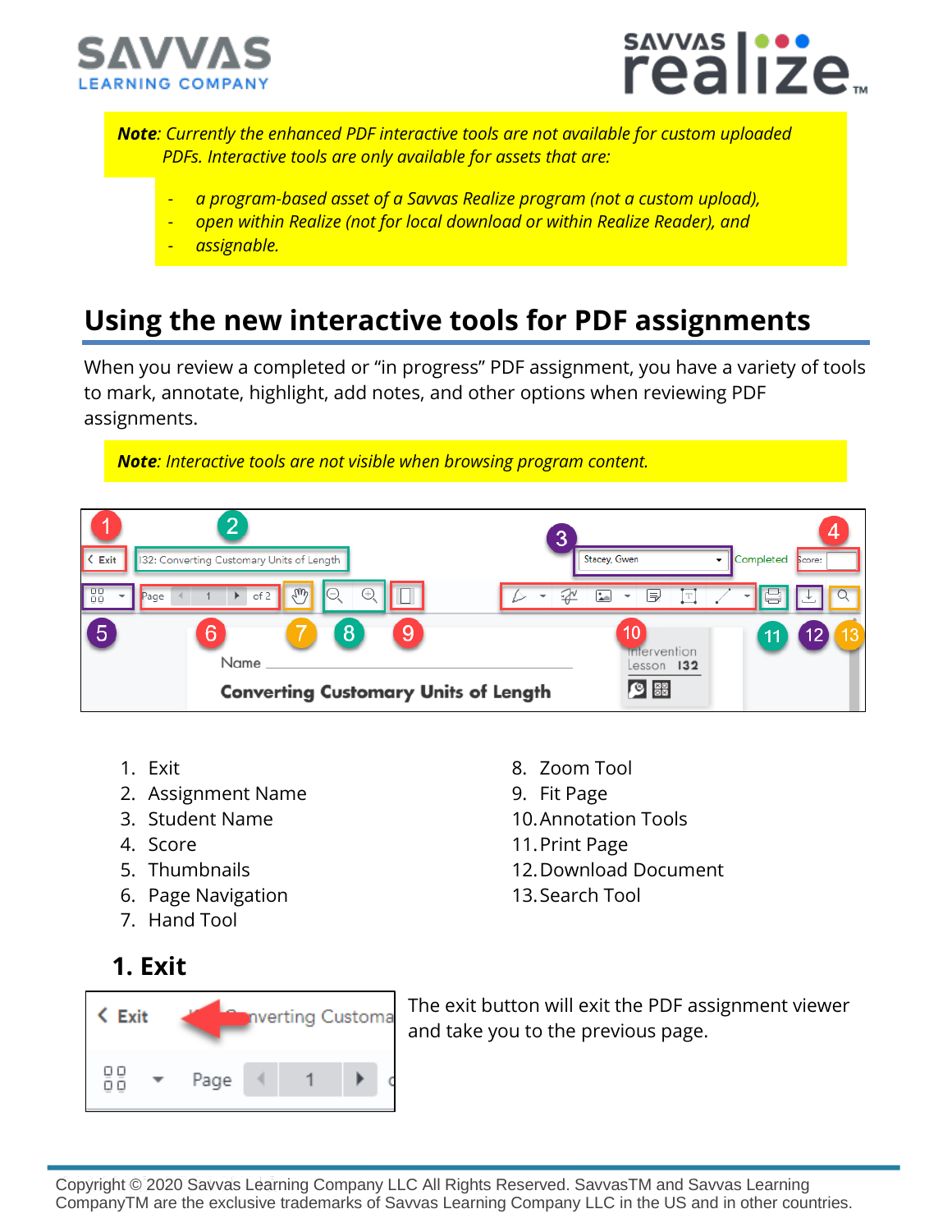***Note**: Currently the enhanced PDF interactive tools are not available for custom uploaded PDFs. Interactive tools are only available for assets that are:*

- *a program-based asset of a Savvas Realize program (not a custom upload),*
- *open within Realize (not for local download or within Realize Reader), and*
- *assignable.*

## Using the new interactive tools for PDF assignments

When you review a completed or "in progress" PDF assignment, you have a variety of tools to mark, annotate, highlight, add notes, and other options when reviewing PDF assignments.

***Note**: Interactive tools are not visible when browsing program content.*

1. Exit
2. Assignment Name
3. Student Name
4. Score
5. Thumbnails
6. Page Navigation
7. Hand Tool
8. Zoom Tool
9. Fit Page
10. Annotation Tools
11. Print Page
12. Download Document
13. Search Tool

### 1. Exit

The exit button will exit the PDF assignment viewer and take you to the previous page.

Copyright © 2020 Savvas Learning Company LLC All Rights Reserved. SavvasTM and Savvas Learning CompanyTM are the exclusive trademarks of Savvas Learning Company LLC in the US and in other countries.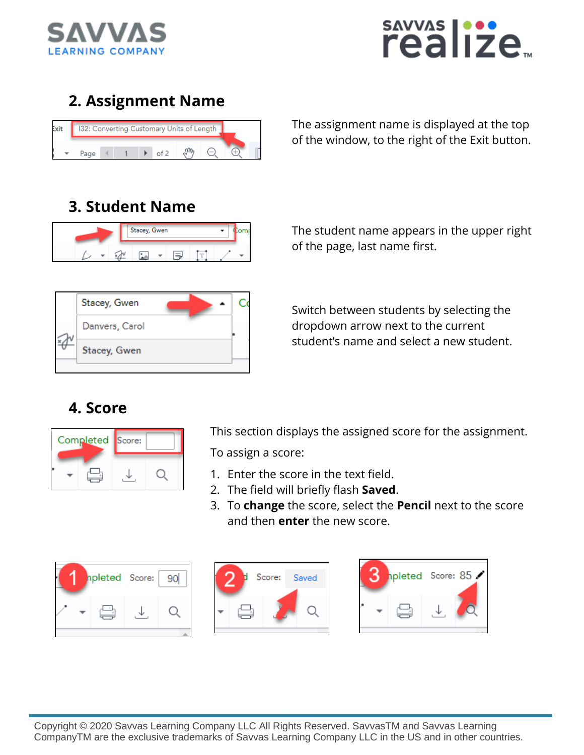## 2. Assignment Name

The assignment name is displayed at the top of the window, to the right of the Exit button.

## 3. Student Name

The student name appears in the upper right of the page, last name first.

Switch between students by selecting the dropdown arrow next to the current student's name and select a new student.

## 4. Score

This section displays the assigned score for the assignment.

To assign a score:

1. Enter the score in the text field.
2. The field will briefly flash **Saved**.
3. To **change** the score, select the **Pencil** next to the score and then **enter** the new score.

Copyright © 2020 Savvas Learning Company LLC All Rights Reserved. SavvasTM and Savvas Learning CompanyTM are the exclusive trademarks of Savvas Learning Company LLC in the US and in other countries.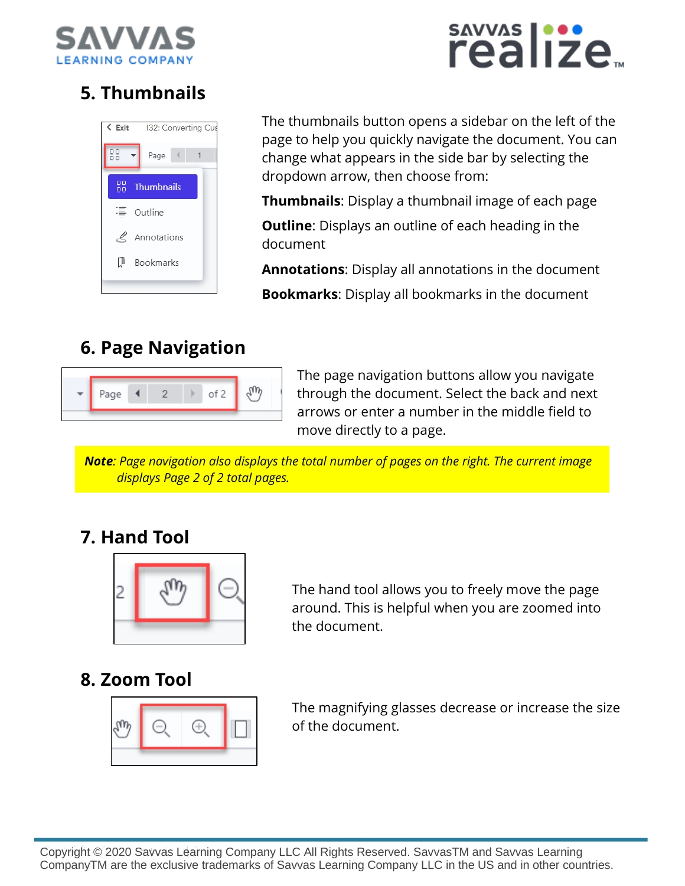## 5. Thumbnails

The thumbnails button opens a sidebar on the left of the page to help you quickly navigate the document. You can change what appears in the side bar by selecting the dropdown arrow, then choose from:

**Thumbnails**: Display a thumbnail image of each page

**Outline**: Displays an outline of each heading in the document

**Annotations**: Display all annotations in the document

**Bookmarks**: Display all bookmarks in the document

## 6. Page Navigation

The page navigation buttons allow you navigate through the document. Select the back and next arrows or enter a number in the middle field to move directly to a page.

***Note**: Page navigation also displays the total number of pages on the right. The current image displays Page 2 of 2 total pages.*

## 7. Hand Tool

The hand tool allows you to freely move the page around. This is helpful when you are zoomed into the document.

## 8. Zoom Tool

The magnifying glasses decrease or increase the size of the document.

Copyright © 2020 Savvas Learning Company LLC All Rights Reserved. SavvasTM and Savvas Learning CompanyTM are the exclusive trademarks of Savvas Learning Company LLC in the US and in other countries.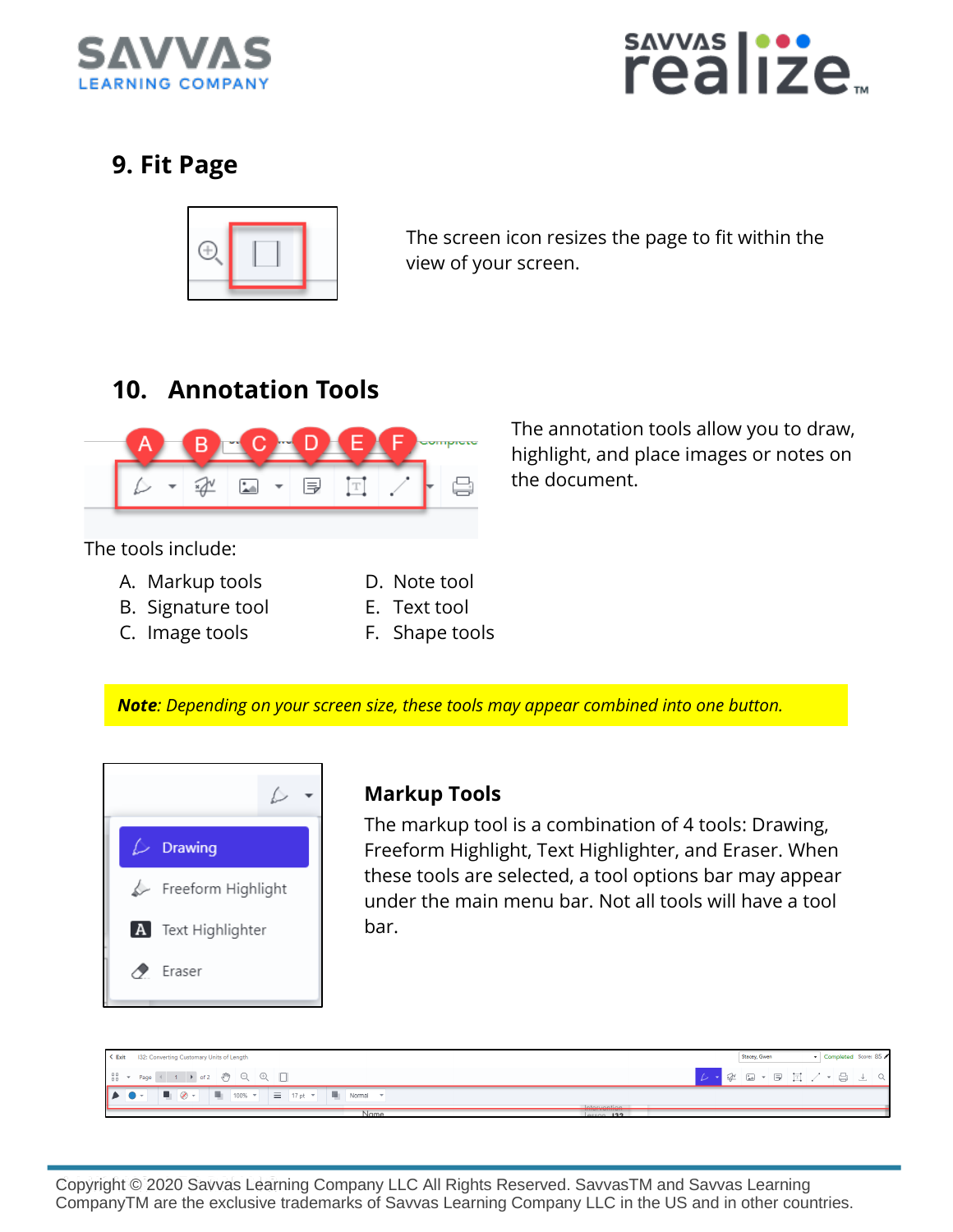## 9. Fit Page

The screen icon resizes the page to fit within the view of your screen.

## 10. Annotation Tools

The annotation tools allow you to draw, highlight, and place images or notes on the document.

The tools include:

A. Markup tools
B. Signature tool
C. Image tools
D. Note tool
E. Text tool
F. Shape tools

***Note**: Depending on your screen size, these tools may appear combined into one button.*

### Markup Tools

The markup tool is a combination of 4 tools: Drawing, Freeform Highlight, Text Highlighter, and Eraser. When these tools are selected, a tool options bar may appear under the main menu bar. Not all tools will have a tool bar.

Copyright © 2020 Savvas Learning Company LLC All Rights Reserved. SavvasTM and Savvas Learning CompanyTM are the exclusive trademarks of Savvas Learning Company LLC in the US and in other countries.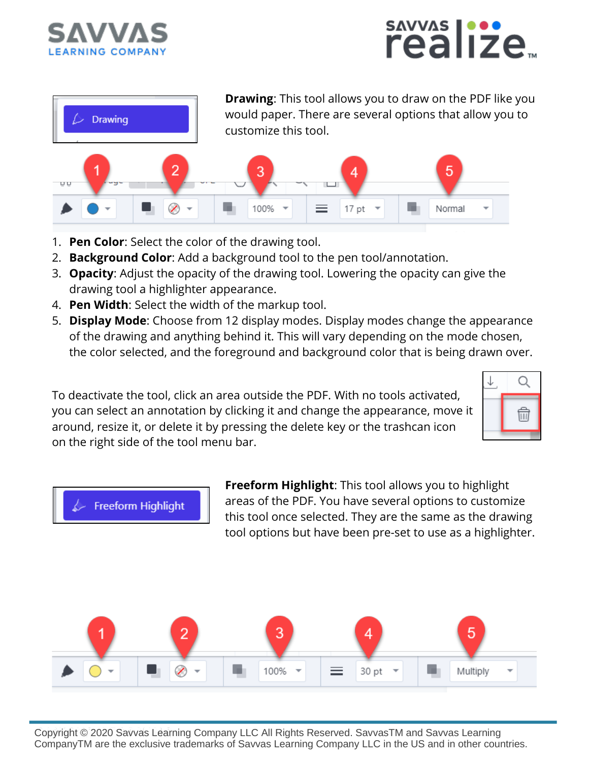**Drawing**: This tool allows you to draw on the PDF like you would paper. There are several options that allow you to customize this tool.

1. **Pen Color**: Select the color of the drawing tool.
2. **Background Color**: Add a background tool to the pen tool/annotation.
3. **Opacity**: Adjust the opacity of the drawing tool. Lowering the opacity can give the drawing tool a highlighter appearance.
4. **Pen Width**: Select the width of the markup tool.
5. **Display Mode**: Choose from 12 display modes. Display modes change the appearance of the drawing and anything behind it. This will vary depending on the mode chosen, the color selected, and the foreground and background color that is being drawn over.

To deactivate the tool, click an area outside the PDF. With no tools activated, you can select an annotation by clicking it and change the appearance, move it around, resize it, or delete it by pressing the delete key or the trashcan icon on the right side of the tool menu bar.

**Freeform Highlight**: This tool allows you to highlight areas of the PDF. You have several options to customize this tool once selected. They are the same as the drawing tool options but have been pre-set to use as a highlighter.

Copyright © 2020 Savvas Learning Company LLC All Rights Reserved. SavvasTM and Savvas Learning CompanyTM are the exclusive trademarks of Savvas Learning Company LLC in the US and in other countries.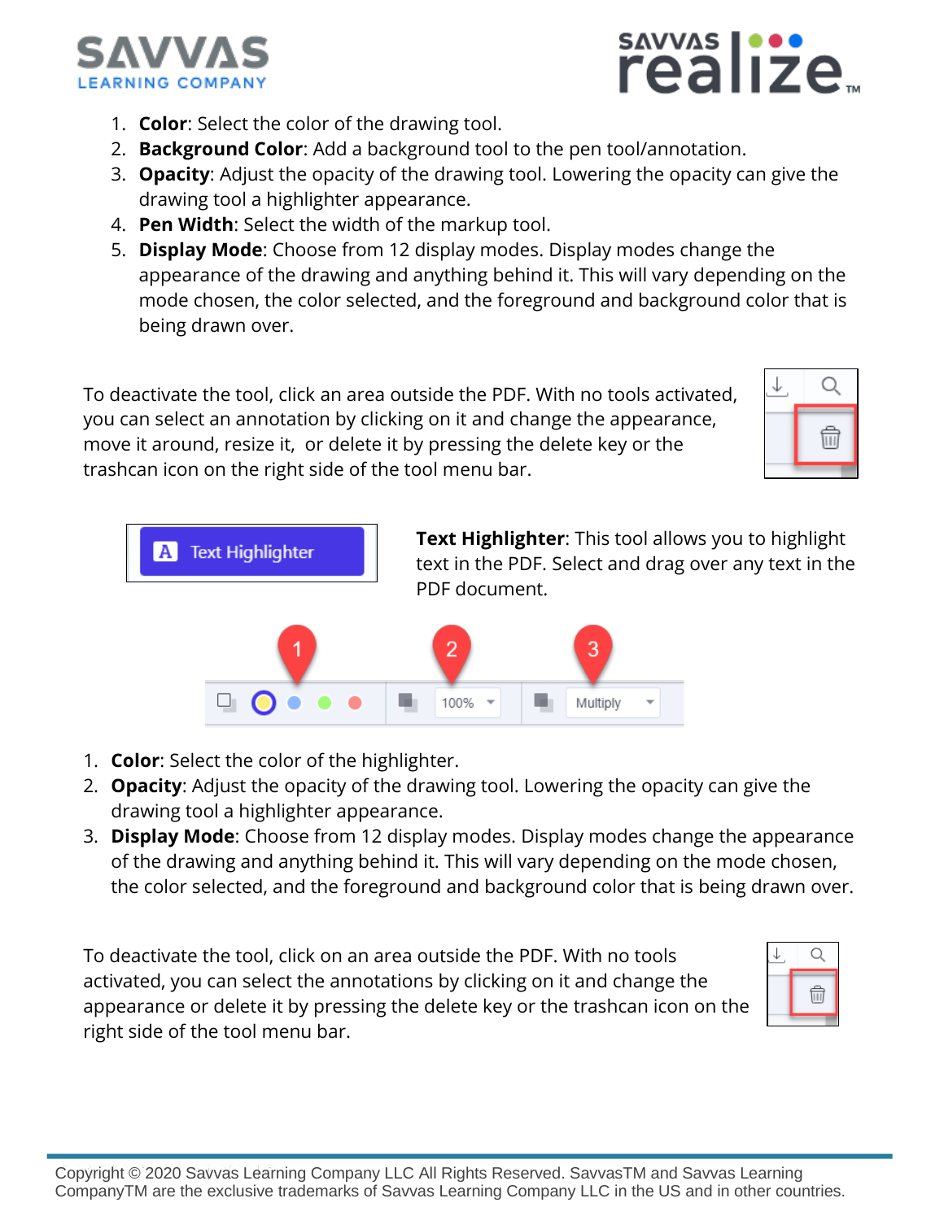1. **Color**: Select the color of the drawing tool.
2. **Background Color**: Add a background tool to the pen tool/annotation.
3. **Opacity**: Adjust the opacity of the drawing tool. Lowering the opacity can give the drawing tool a highlighter appearance.
4. **Pen Width**: Select the width of the markup tool.
5. **Display Mode**: Choose from 12 display modes. Display modes change the appearance of the drawing and anything behind it. This will vary depending on the mode chosen, the color selected, and the foreground and background color that is being drawn over.

To deactivate the tool, click an area outside the PDF. With no tools activated, you can select an annotation by clicking on it and change the appearance, move it around, resize it, or delete it by pressing the delete key or the trashcan icon on the right side of the tool menu bar.

**Text Highlighter**: This tool allows you to highlight text in the PDF. Select and drag over any text in the PDF document.

1. **Color**: Select the color of the highlighter.
2. **Opacity**: Adjust the opacity of the drawing tool. Lowering the opacity can give the drawing tool a highlighter appearance.
3. **Display Mode**: Choose from 12 display modes. Display modes change the appearance of the drawing and anything behind it. This will vary depending on the mode chosen, the color selected, and the foreground and background color that is being drawn over.

To deactivate the tool, click on an area outside the PDF. With no tools activated, you can select the annotations by clicking on it and change the appearance or delete it by pressing the delete key or the trashcan on the right side of the tool menu bar.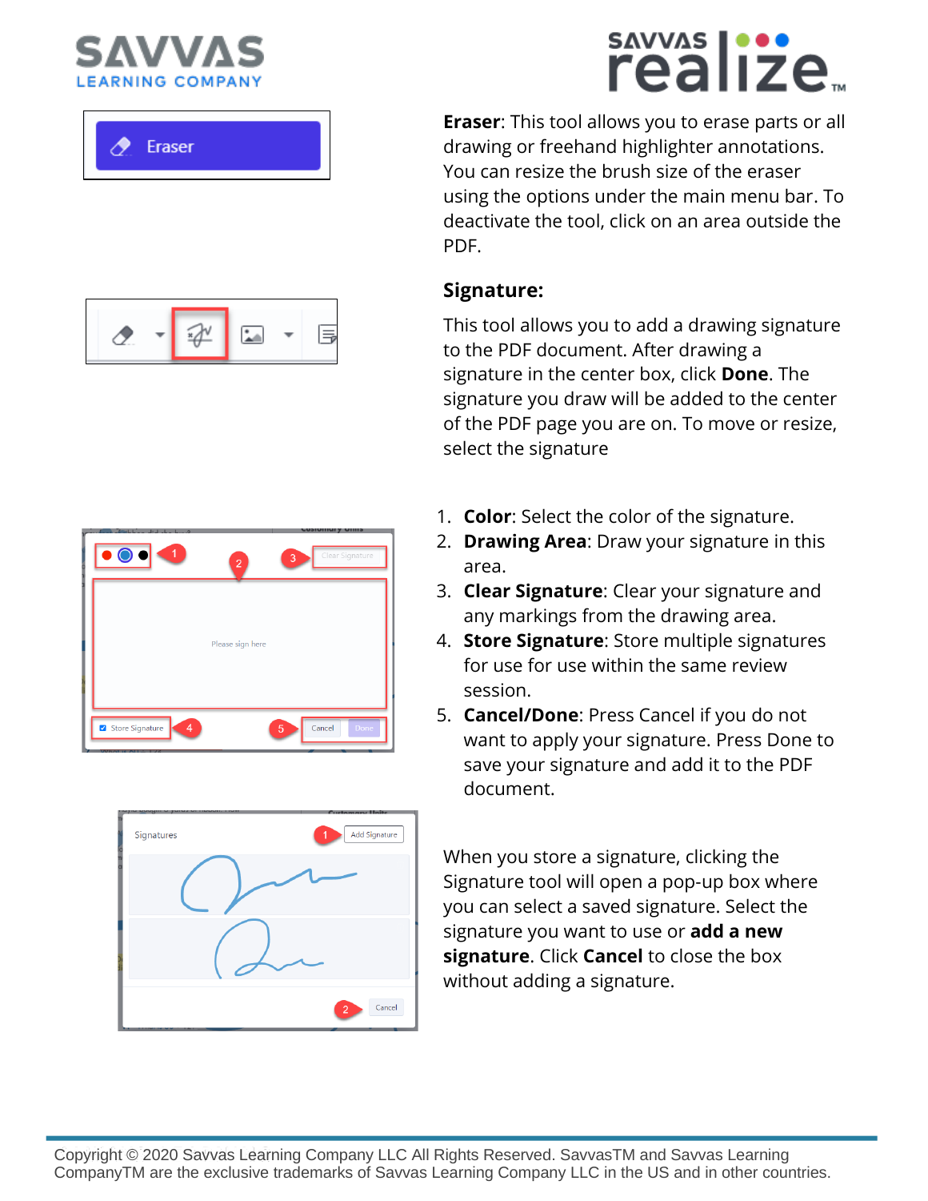**Eraser**: This tool allows you to erase parts or all drawing or freehand highlighter annotations. You can resize the brush size of the eraser using the options under the main menu bar. To deactivate the tool, click on an area outside the PDF.

## Signature:

This tool allows you to add a drawing signature to the PDF document. After drawing a signature in the center box, click **Done**. The signature you draw will be added to the center of the PDF page you are on. To move or resize, select the signature

1. **Color**: Select the color of the signature.
2. **Drawing Area**: Draw your signature in this area.
3. **Clear Signature**: Clear your signature and any markings from the drawing area.
4. **Store Signature**: Store multiple signatures for use for use within the same review session.
5. **Cancel/Done**: Press Cancel if you do not want to apply your signature. Press Done to save your signature and add it to the PDF document.

When you store a signature, clicking the Signature tool will open a pop-up box where you can select a saved signature. Select the signature you want to use or **add a new signature**. Click **Cancel** to close the box without adding a signature.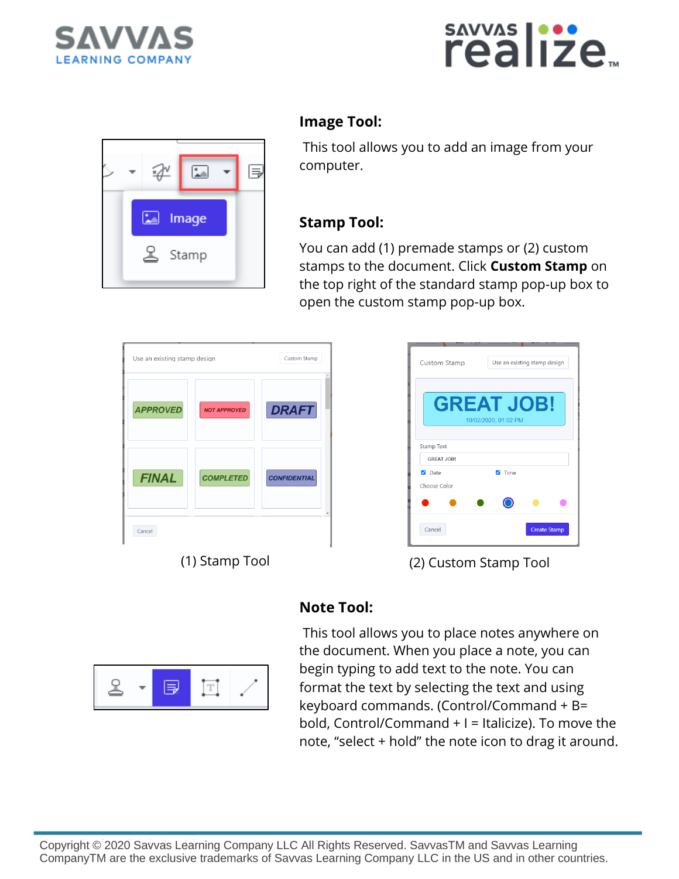### Image Tool:

This tool allows you to add an image from your computer.

### Stamp Tool:

You can add (1) premade stamps or (2) custom stamps to the document. Click **Custom Stamp** on the top right of the standard stamp pop-up box to open the custom stamp pop-up box.

(1) Stamp Tool

(2) Custom Stamp Tool

### Note Tool:

This tool allows you to place notes anywhere on the document. When you place a note, you can begin typing to add text to the note. You can format the text by selecting the text and using keyboard commands. (Control/Command + B= bold, Control/Command + I = Italicize). To move the note, "select + hold" the note icon to drag it around.

Copyright © 2020 Savvas Learning Company LLC All Rights Reserved. SavvasTM and Savvas Learning CompanyTM are the exclusive trademarks of Savvas Learning Company LLC in the US and in other countries.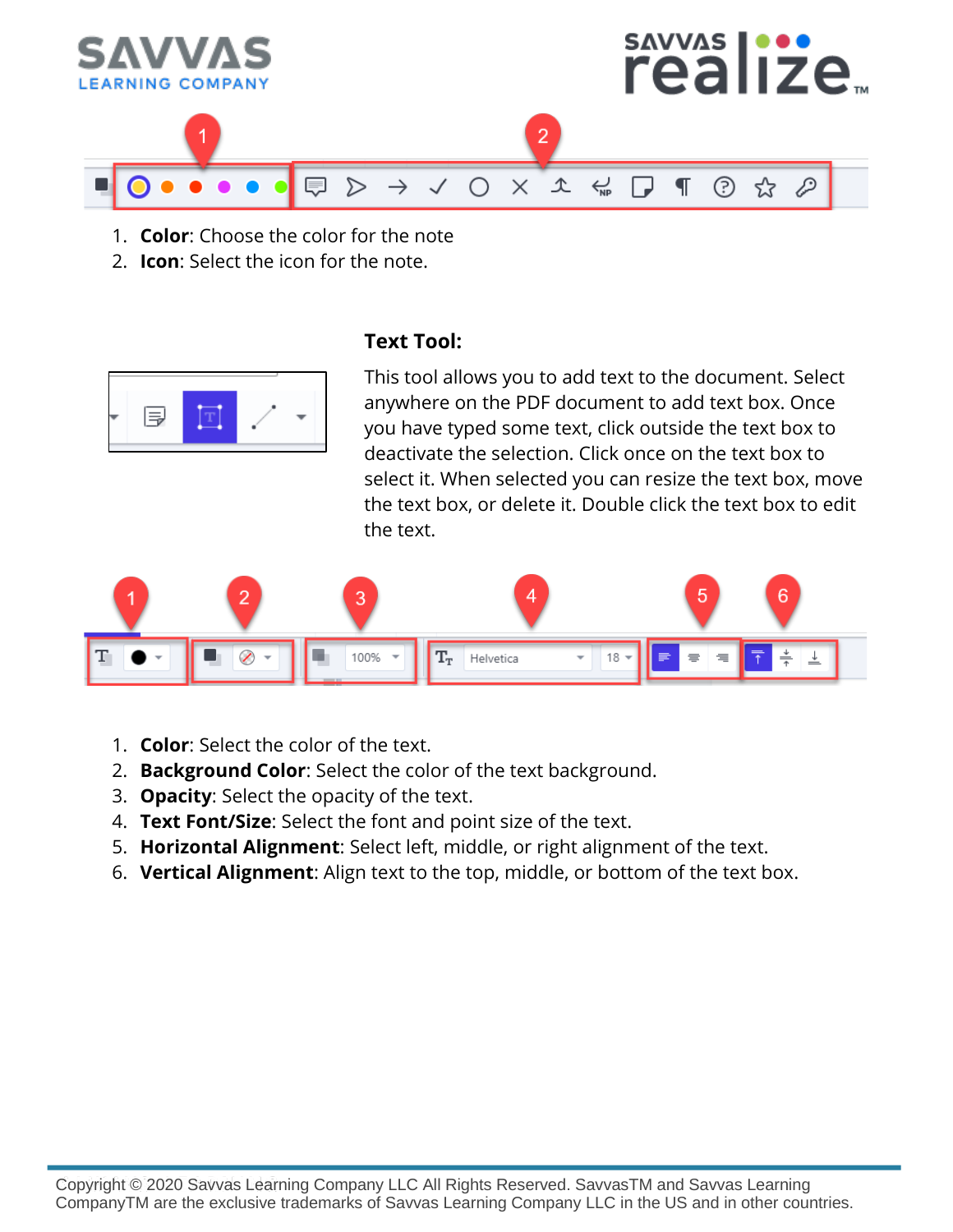1. **Color**: Choose the color for the note
2. **Icon**: Select the icon for the note.

### Text Tool:

This tool allows you to add text to the document. Select anywhere on the PDF document to add text box. Once you have typed some text, click outside the text box to deactivate the selection. Click once on the text box to select it. When selected you can resize the text box, move the text box, or delete it. Double click the text box to edit the text.

1. **Color**: Select the color of the text.
2. **Background Color**: Select the color of the text background.
3. **Opacity**: Select the opacity of the text.
4. **Text Font/Size**: Select the font and point size of the text.
5. **Horizontal Alignment**: Select left, middle, or right alignment of the text.
6. **Vertical Alignment**: Align text to the top, middle, or bottom of the text box.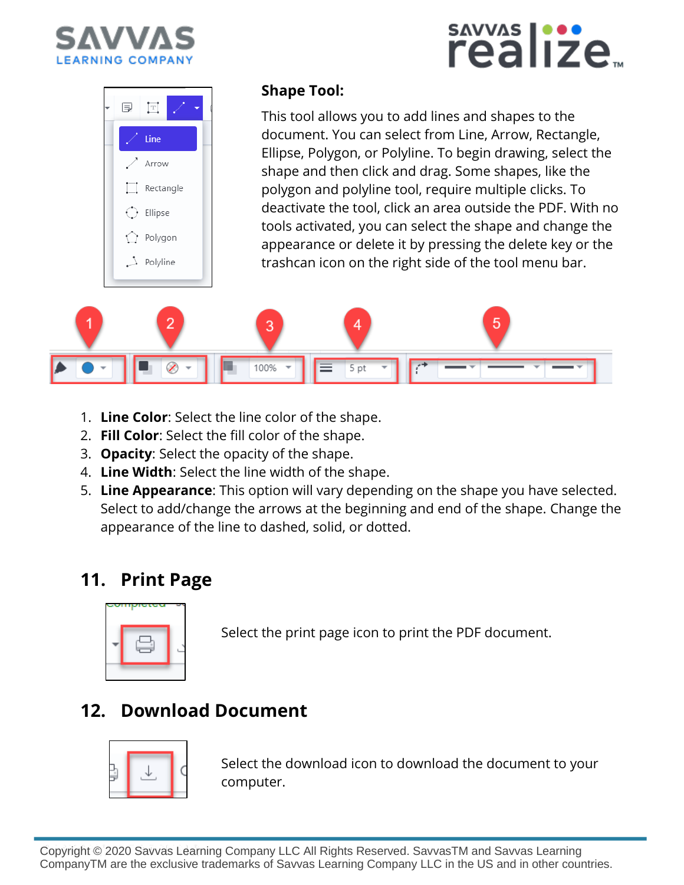**Shape Tool:**

This tool allows you to add lines and shapes to the document. You can select from Line, Arrow, Rectangle, Ellipse, Polygon, or Polyline. To begin drawing, select the shape and then click and drag. Some shapes, like the polygon and polyline tool, require multiple clicks. To deactivate the tool, click an area outside the PDF. With no tools activated, you can select the shape and change the appearance or delete it by pressing the delete key or the trashcan icon on the right side of the tool menu bar.

1. **Line Color**: Select the line color of the shape.
2. **Fill Color**: Select the fill color of the shape.
3. **Opacity**: Select the opacity of the shape.
4. **Line Width**: Select the line width of the shape.
5. **Line Appearance**: This option will vary depending on the shape you have selected. Select to add/change the arrows at the beginning and end of the shape. Change the appearance of the line to dashed, solid, or dotted.

## 11. Print Page

Select the print page icon to print the PDF document.

## 12. Download Document

Select the download icon to download the document to your computer.

Copyright © 2020 Savvas Learning Company LLC All Rights Reserved. SavvasTM and Savvas Learning CompanyTM are the exclusive trademarks of Savvas Learning Company LLC in the US and in other countries.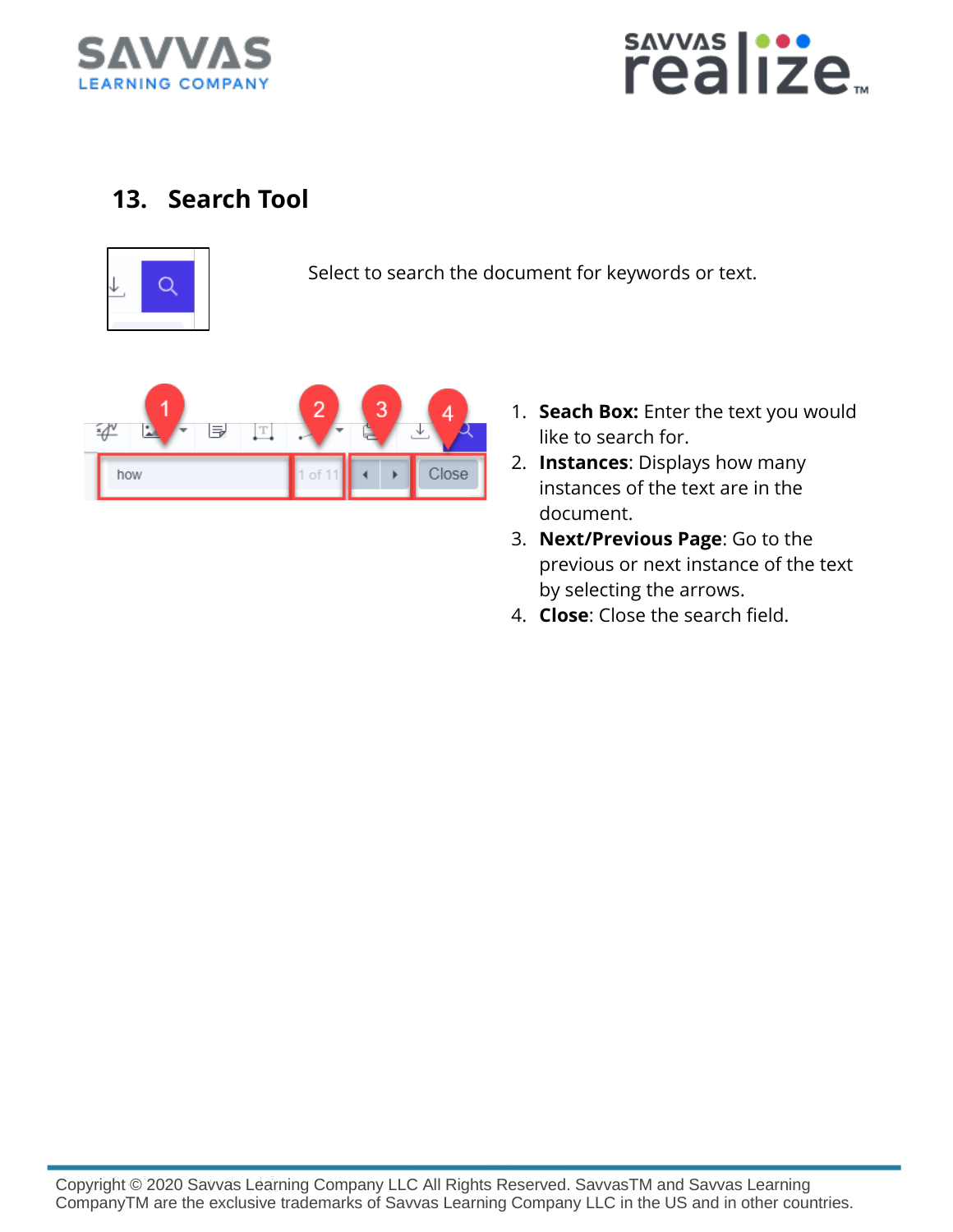## 13. Search Tool

Select to search the document for keywords or text.

1. **Seach Box:** Enter the text you would like to search for.
2. **Instances**: Displays how many instances of the text are in the document.
3. **Next/Previous Page**: Go to the previous or next instance of the text by selecting the arrows.
4. **Close**: Close the search field.

Copyright © 2020 Savvas Learning Company LLC All Rights Reserved. SavvasTM and Savvas Learning CompanyTM are the exclusive trademarks of Savvas Learning Company LLC in the US and in other countries.